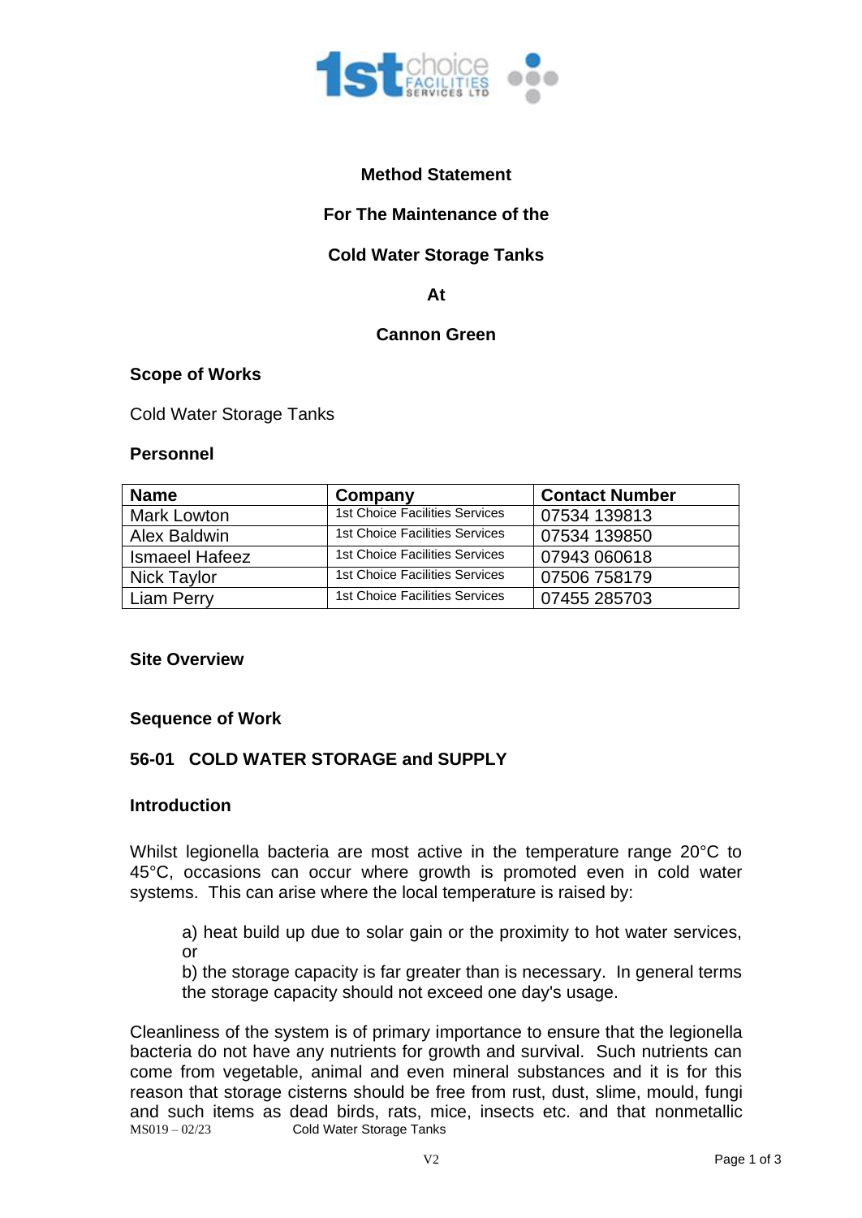**Method Statement**

**For The Maintenance of the**

**Cold Water Storage Tanks**

**At**

**Cannon Green**

**Scope of Works**

Cold Water Storage Tanks

**Personnel**

| Name | Company | Contact Number |
|---|---|---|
| Mark Lowton | 1st Choice Facilities Services | 07534 139813 |
| Alex Baldwin | 1st Choice Facilities Services | 07534 139850 |
| Ismaeel Hafeez | 1st Choice Facilities Services | 07943 060618 |
| Nick Taylor | 1st Choice Facilities Services | 07506 758179 |
| Liam Perry | 1st Choice Facilities Services | 07455 285703 |

**Site Overview**

**Sequence of Work**

**56-01 COLD WATER STORAGE and SUPPLY**

**Introduction**

Whilst legionella bacteria are most active in the temperature range 20°C to 45°C, occasions can occur where growth is promoted even in cold water systems. This can arise where the local temperature is raised by:

a) heat build up due to solar gain or the proximity to hot water services, or
b) the storage capacity is far greater than is necessary. In general terms the storage capacity should not exceed one day's usage.

Cleanliness of the system is of primary importance to ensure that the legionella bacteria do not have any nutrients for growth and survival. Such nutrients can come from vegetable, animal and even mineral substances and it is for this reason that storage cisterns should be free from rust, dust, slime, mould, fungi and such items as dead birds, rats, mice, insects etc. and that nonmetallic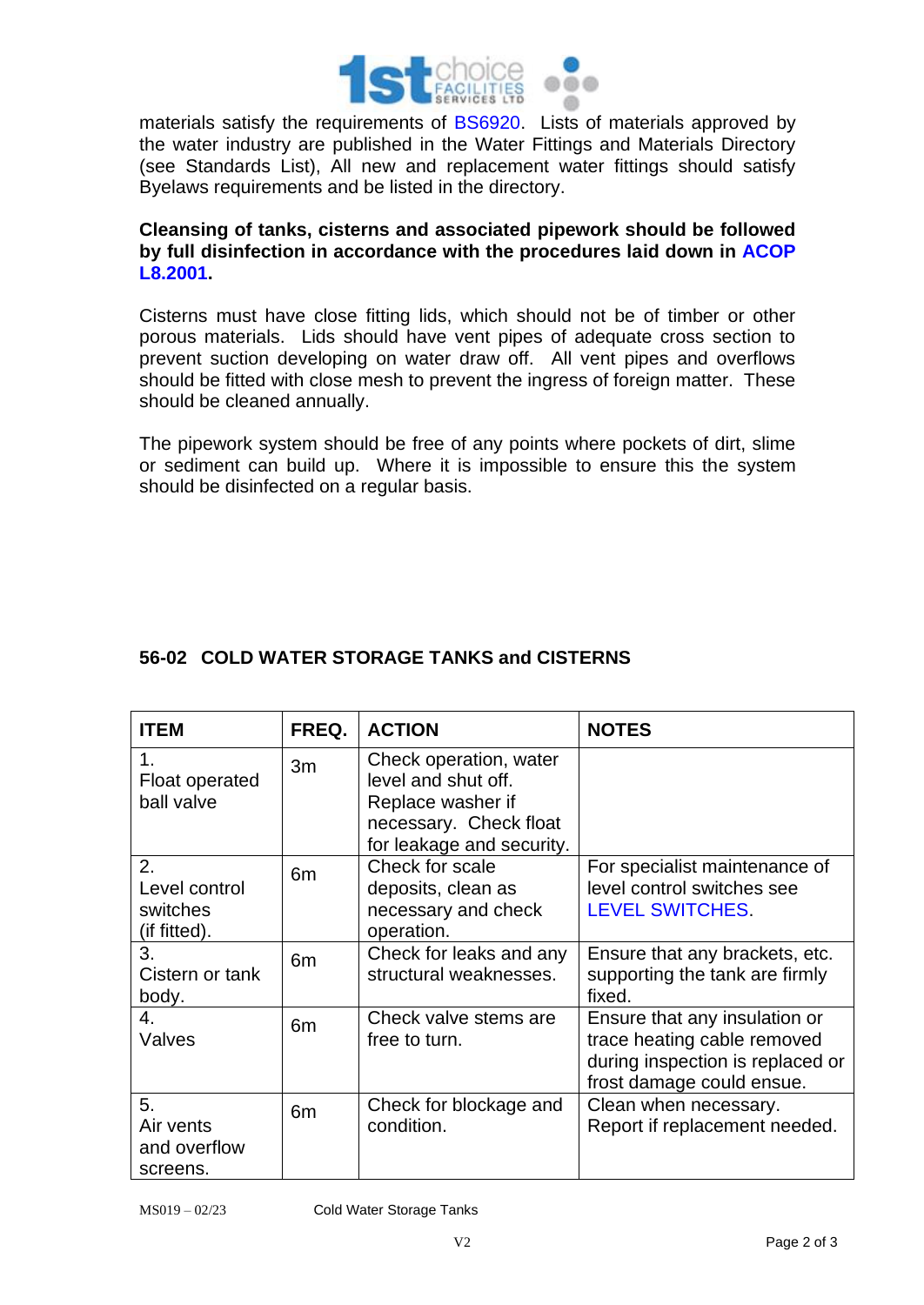materials satisfy the requirements of BS6920. Lists of materials approved by the water industry are published in the Water Fittings and Materials Directory (see Standards List), All new and replacement water fittings should satisfy Byelaws requirements and be listed in the directory.

**Cleansing of tanks, cisterns and associated pipework should be followed by full disinfection in accordance with the procedures laid down in ACOP L8.2001.**

Cisterns must have close fitting lids, which should not be of timber or other porous materials. Lids should have vent pipes of adequate cross section to prevent suction developing on water draw off. All vent pipes and overflows should be fitted with close mesh to prevent the ingress of foreign matter. These should be cleaned annually.

The pipework system should be free of any points where pockets of dirt, slime or sediment can build up. Where it is impossible to ensure this the system should be disinfected on a regular basis.

## 56-02 COLD WATER STORAGE TANKS and CISTERNS

| ITEM | FREQ. | ACTION | NOTES |
|---|---|---|---|
| 1. Float operated ball valve | 3m | Check operation, water level and shut off. Replace washer if necessary. Check float for leakage and security. | |
| 2. Level control switches (if fitted). | 6m | Check for scale deposits, clean as necessary and check operation. | For specialist maintenance of level control switches see LEVEL SWITCHES. |
| 3. Cistern or tank body. | 6m | Check for leaks and any structural weaknesses. | Ensure that any brackets, etc. supporting the tank are firmly fixed. |
| 4. Valves | 6m | Check valve stems are free to turn. | Ensure that any insulation or trace heating cable removed during inspection is replaced or frost damage could ensue. |
| 5. Air vents and overflow screens. | 6m | Check for blockage and condition. | Clean when necessary. Report if replacement needed. |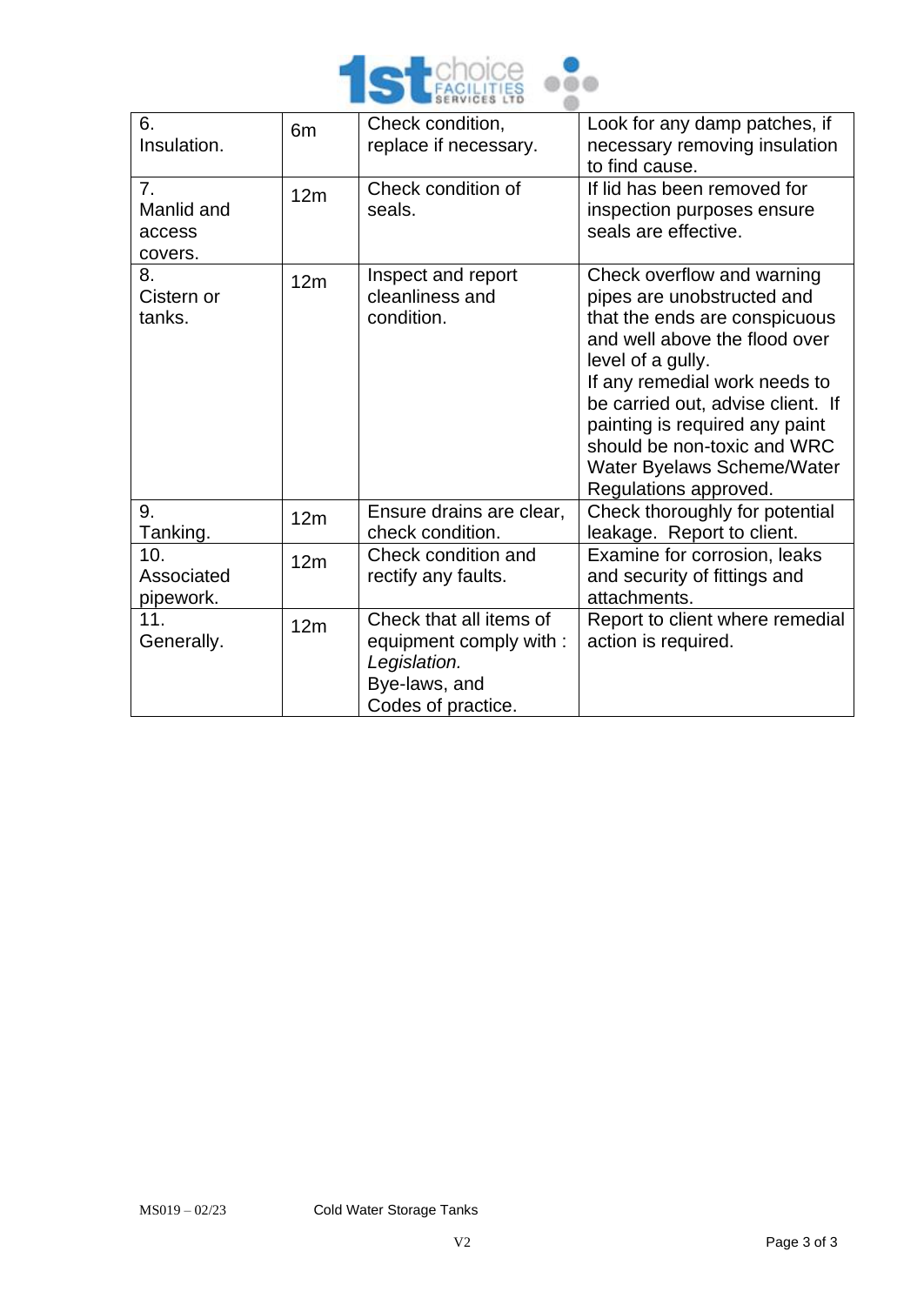| | | | |
|---|---|---|---|
| 6. Insulation. | 6m | Check condition, replace if necessary. | Look for any damp patches, if necessary removing insulation to find cause. |
| 7. Manlid and access covers. | 12m | Check condition of seals. | If lid has been removed for inspection purposes ensure seals are effective. |
| 8. Cistern or tanks. | 12m | Inspect and report cleanliness and condition. | Check overflow and warning pipes are unobstructed and that the ends are conspicuous and well above the flood over level of a gully.<br>If any remedial work needs to be carried out, advise client. If painting is required any paint should be non-toxic and WRC Water Byelaws Scheme/Water Regulations approved. |
| 9. Tanking. | 12m | Ensure drains are clear, check condition. | Check thoroughly for potential leakage. Report to client. |
| 10. Associated pipework. | 12m | Check condition and rectify any faults. | Examine for corrosion, leaks and security of fittings and attachments. |
| 11. Generally. | 12m | Check that all items of equipment comply with :<br>*Legislation.*<br>Bye-laws, and<br>Codes of practice. | Report to client where remedial action is required. |